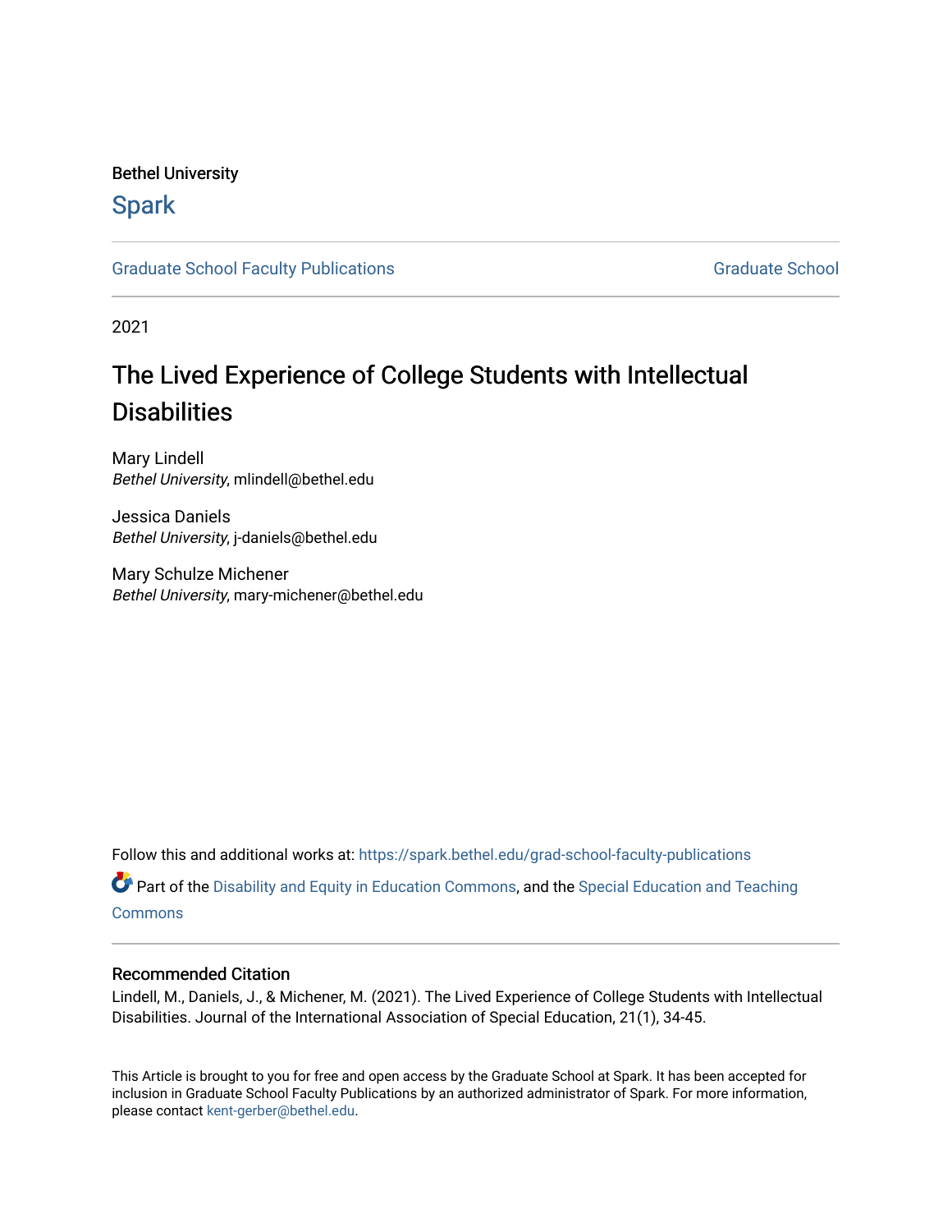Bethel University

# Spark

Graduate School Faculty Publications | Graduate School

2021

# The Lived Experience of College Students with Intellectual Disabilities

Mary Lindell
*Bethel University*, mlindell@bethel.edu

Jessica Daniels
*Bethel University*, j-daniels@bethel.edu

Mary Schulze Michener
*Bethel University*, mary-michener@bethel.edu

Follow this and additional works at: https://spark.bethel.edu/grad-school-faculty-publications

Part of the Disability and Equity in Education Commons, and the Special Education and Teaching Commons

## Recommended Citation

Lindell, M., Daniels, J., & Michener, M. (2021). The Lived Experience of College Students with Intellectual Disabilities. Journal of the International Association of Special Education, 21(1), 34-45.

This Article is brought to you for free and open access by the Graduate School at Spark. It has been accepted for inclusion in Graduate School Faculty Publications by an authorized administrator of Spark. For more information, please contact kent-gerber@bethel.edu.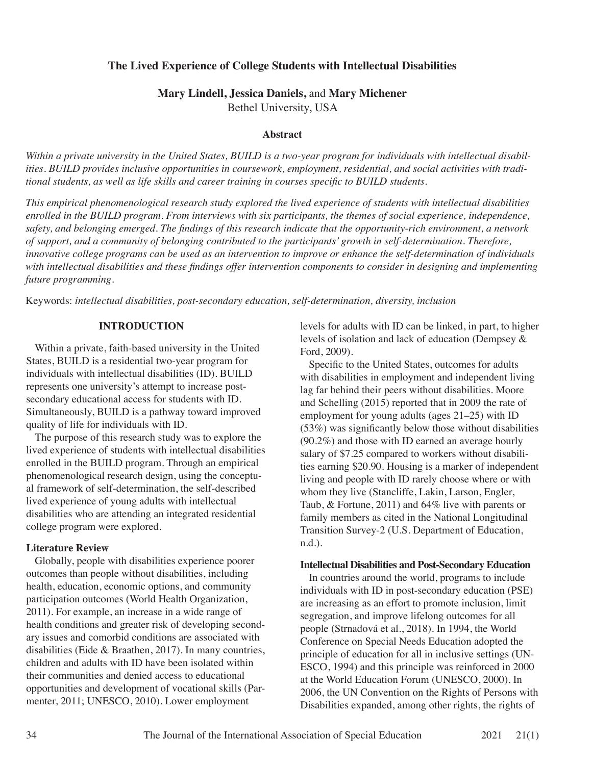# The Lived Experience of College Students with Intellectual Disabilities

**Mary Lindell, Jessica Daniels,** and **Mary Michener**
Bethel University, USA

### Abstract

*Within a private university in the United States, BUILD is a two-year program for individuals with intellectual disabilities. BUILD provides inclusive opportunities in coursework, employment, residential, and social activities with traditional students, as well as life skills and career training in courses specific to BUILD students.*

*This empirical phenomenological research study explored the lived experience of students with intellectual disabilities enrolled in the BUILD program. From interviews with six participants, the themes of social experience, independence, safety, and belonging emerged. The findings of this research indicate that the opportunity-rich environment, a network of support, and a community of belonging contributed to the participants' growth in self-determination. Therefore, innovative college programs can be used as an intervention to improve or enhance the self-determination of individuals with intellectual disabilities and these findings offer intervention components to consider in designing and implementing future programming.*

Keywords: *intellectual disabilities, post-secondary education, self-determination, diversity, inclusion*

## INTRODUCTION

Within a private, faith-based university in the United States, BUILD is a residential two-year program for individuals with intellectual disabilities (ID). BUILD represents one university's attempt to increase post-secondary educational access for students with ID. Simultaneously, BUILD is a pathway toward improved quality of life for individuals with ID.

The purpose of this research study was to explore the lived experience of students with intellectual disabilities enrolled in the BUILD program. Through an empirical phenomenological research design, using the conceptual framework of self-determination, the self-described lived experience of young adults with intellectual disabilities who are attending an integrated residential college program were explored.

### Literature Review

Globally, people with disabilities experience poorer outcomes than people without disabilities, including health, education, economic options, and community participation outcomes (World Health Organization, 2011). For example, an increase in a wide range of health conditions and greater risk of developing secondary issues and comorbid conditions are associated with disabilities (Eide & Braathen, 2017). In many countries, children and adults with ID have been isolated within their communities and denied access to educational opportunities and development of vocational skills (Parmenter, 2011; UNESCO, 2010). Lower employment levels for adults with ID can be linked, in part, to higher levels of isolation and lack of education (Dempsey & Ford, 2009).

Specific to the United States, outcomes for adults with disabilities in employment and independent living lag far behind their peers without disabilities. Moore and Schelling (2015) reported that in 2009 the rate of employment for young adults (ages 21–25) with ID (53%) was significantly below those without disabilities (90.2%) and those with ID earned an average hourly salary of $7.25 compared to workers without disabilities earning $20.90. Housing is a marker of independent living and people with ID rarely choose where or with whom they live (Stancliffe, Lakin, Larson, Engler, Taub, & Fortune, 2011) and 64% live with parents or family members as cited in the National Longitudinal Transition Survey-2 (U.S. Department of Education, n.d.).

### Intellectual Disabilities and Post-Secondary Education

In countries around the world, programs to include individuals with ID in post-secondary education (PSE) are increasing as an effort to promote inclusion, limit segregation, and improve lifelong outcomes for all people (Strnadová et al., 2018). In 1994, the World Conference on Special Needs Education adopted the principle of education for all in inclusive settings (UNESCO, 1994) and this principle was reinforced in 2000 at the World Education Forum (UNESCO, 2000). In 2006, the UN Convention on the Rights of Persons with Disabilities expanded, among other rights, the rights of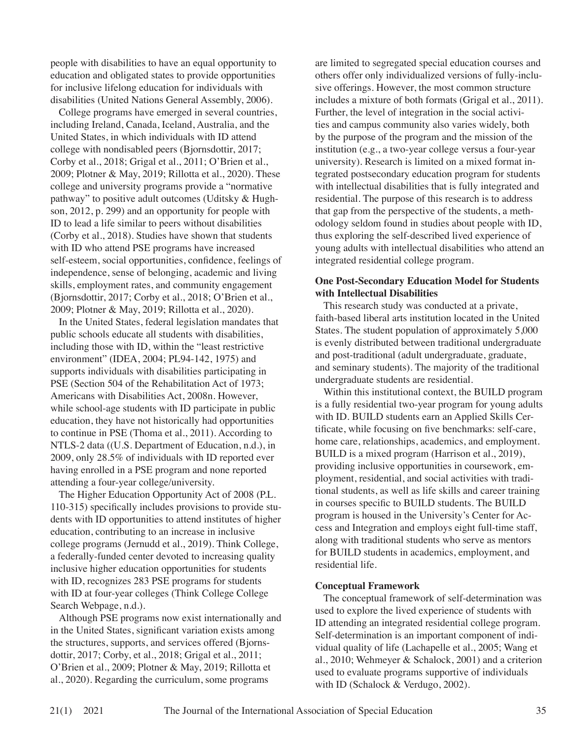people with disabilities to have an equal opportunity to education and obligated states to provide opportunities for inclusive lifelong education for individuals with disabilities (United Nations General Assembly, 2006).

College programs have emerged in several countries, including Ireland, Canada, Iceland, Australia, and the United States, in which individuals with ID attend college with nondisabled peers (Bjornsdottir, 2017; Corby et al., 2018; Grigal et al., 2011; O'Brien et al., 2009; Plotner & May, 2019; Rillotta et al., 2020). These college and university programs provide a "normative pathway" to positive adult outcomes (Uditsky & Hughson, 2012, p. 299) and an opportunity for people with ID to lead a life similar to peers without disabilities (Corby et al., 2018). Studies have shown that students with ID who attend PSE programs have increased self-esteem, social opportunities, confidence, feelings of independence, sense of belonging, academic and living skills, employment rates, and community engagement (Bjornsdottir, 2017; Corby et al., 2018; O'Brien et al., 2009; Plotner & May, 2019; Rillotta et al., 2020).

In the United States, federal legislation mandates that public schools educate all students with disabilities, including those with ID, within the "least restrictive environment" (IDEA, 2004; PL94-142, 1975) and supports individuals with disabilities participating in PSE (Section 504 of the Rehabilitation Act of 1973; Americans with Disabilities Act, 2008n. However, while school-age students with ID participate in public education, they have not historically had opportunities to continue in PSE (Thoma et al., 2011). According to NTLS-2 data ((U.S. Department of Education, n.d.), in 2009, only 28.5% of individuals with ID reported ever having enrolled in a PSE program and none reported attending a four-year college/university.

The Higher Education Opportunity Act of 2008 (P.L. 110-315) specifically includes provisions to provide students with ID opportunities to attend institutes of higher education, contributing to an increase in inclusive college programs (Jernudd et al., 2019). Think College, a federally-funded center devoted to increasing quality inclusive higher education opportunities for students with ID, recognizes 283 PSE programs for students with ID at four-year colleges (Think College College Search Webpage, n.d.).

Although PSE programs now exist internationally and in the United States, significant variation exists among the structures, supports, and services offered (Bjornsdottir, 2017; Corby, et al., 2018; Grigal et al., 2011; O'Brien et al., 2009; Plotner & May, 2019; Rillotta et al., 2020). Regarding the curriculum, some programs are limited to segregated special education courses and others offer only individualized versions of fully-inclusive offerings. However, the most common structure includes a mixture of both formats (Grigal et al., 2011). Further, the level of integration in the social activities and campus community also varies widely, both by the purpose of the program and the mission of the institution (e.g., a two-year college versus a four-year university). Research is limited on a mixed format integrated postsecondary education program for students with intellectual disabilities that is fully integrated and residential. The purpose of this research is to address that gap from the perspective of the students, a methodology seldom found in studies about people with ID, thus exploring the self-described lived experience of young adults with intellectual disabilities who attend an integrated residential college program.

**One Post-Secondary Education Model for Students with Intellectual Disabilities**

This research study was conducted at a private, faith-based liberal arts institution located in the United States. The student population of approximately 5,000 is evenly distributed between traditional undergraduate and post-traditional (adult undergraduate, graduate, and seminary students). The majority of the traditional undergraduate students are residential.

Within this institutional context, the BUILD program is a fully residential two-year program for young adults with ID. BUILD students earn an Applied Skills Certificate, while focusing on five benchmarks: self-care, home care, relationships, academics, and employment. BUILD is a mixed program (Harrison et al., 2019), providing inclusive opportunities in coursework, employment, residential, and social activities with traditional students, as well as life skills and career training in courses specific to BUILD students. The BUILD program is housed in the University's Center for Access and Integration and employs eight full-time staff, along with traditional students who serve as mentors for BUILD students in academics, employment, and residential life.

**Conceptual Framework**

The conceptual framework of self-determination was used to explore the lived experience of students with ID attending an integrated residential college program. Self-determination is an important component of individual quality of life (Lachapelle et al., 2005; Wang et al., 2010; Wehmeyer & Schalock, 2001) and a criterion used to evaluate programs supportive of individuals with ID (Schalock & Verdugo, 2002).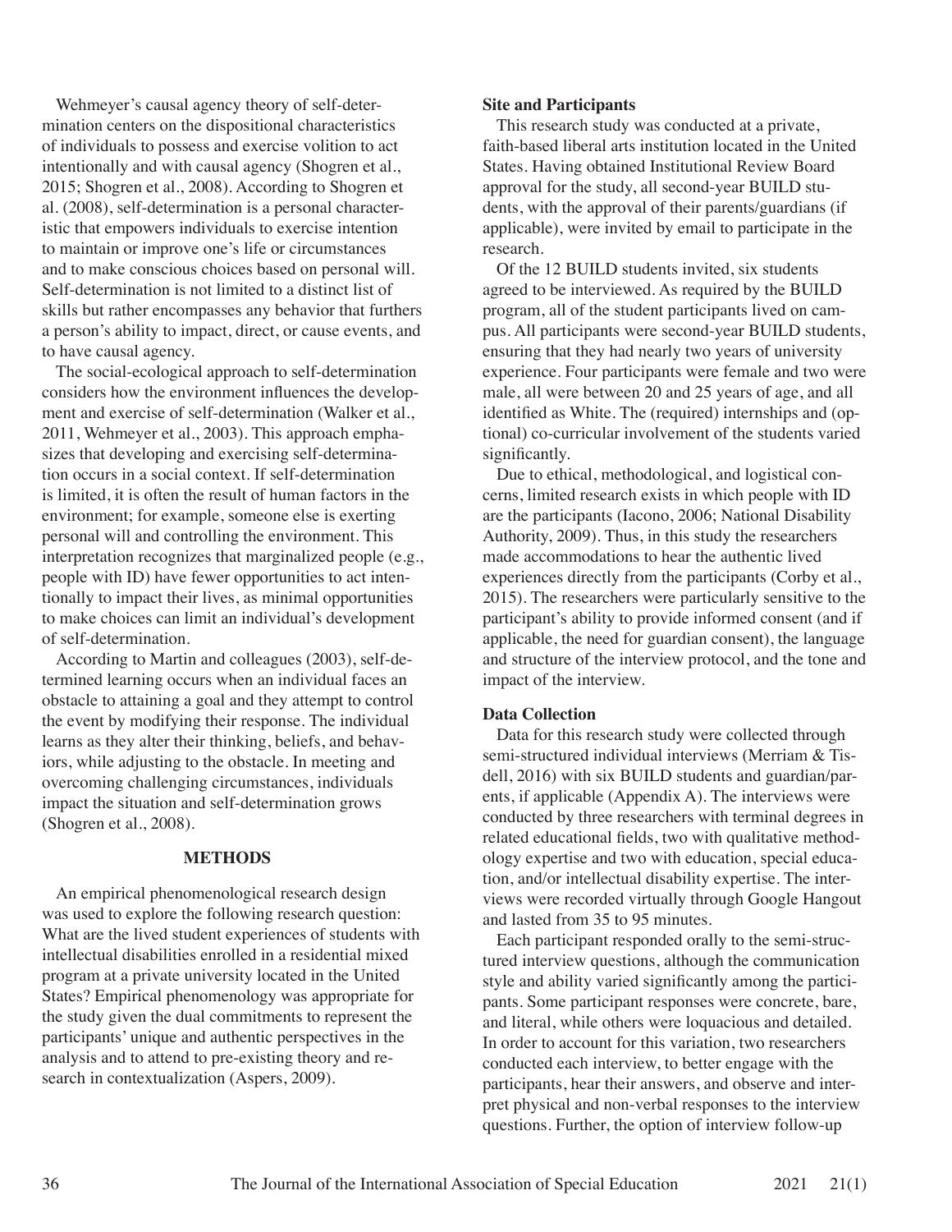Wehmeyer's causal agency theory of self-determination centers on the dispositional characteristics of individuals to possess and exercise volition to act intentionally and with causal agency (Shogren et al., 2015; Shogren et al., 2008). According to Shogren et al. (2008), self-determination is a personal characteristic that empowers individuals to exercise intention to maintain or improve one's life or circumstances and to make conscious choices based on personal will. Self-determination is not limited to a distinct list of skills but rather encompasses any behavior that furthers a person's ability to impact, direct, or cause events, and to have causal agency.

The social-ecological approach to self-determination considers how the environment influences the development and exercise of self-determination (Walker et al., 2011, Wehmeyer et al., 2003). This approach emphasizes that developing and exercising self-determination occurs in a social context. If self-determination is limited, it is often the result of human factors in the environment; for example, someone else is exerting personal will and controlling the environment. This interpretation recognizes that marginalized people (e.g., people with ID) have fewer opportunities to act intentionally to impact their lives, as minimal opportunities to make choices can limit an individual's development of self-determination.

According to Martin and colleagues (2003), self-determined learning occurs when an individual faces an obstacle to attaining a goal and they attempt to control the event by modifying their response. The individual learns as they alter their thinking, beliefs, and behaviors, while adjusting to the obstacle. In meeting and overcoming challenging circumstances, individuals impact the situation and self-determination grows (Shogren et al., 2008).

## METHODS

An empirical phenomenological research design was used to explore the following research question: What are the lived student experiences of students with intellectual disabilities enrolled in a residential mixed program at a private university located in the United States? Empirical phenomenology was appropriate for the study given the dual commitments to represent the participants' unique and authentic perspectives in the analysis and to attend to pre-existing theory and research in contextualization (Aspers, 2009).

### Site and Participants

This research study was conducted at a private, faith-based liberal arts institution located in the United States. Having obtained Institutional Review Board approval for the study, all second-year BUILD students, with the approval of their parents/guardians (if applicable), were invited by email to participate in the research.

Of the 12 BUILD students invited, six students agreed to be interviewed. As required by the BUILD program, all of the student participants lived on campus. All participants were second-year BUILD students, ensuring that they had nearly two years of university experience. Four participants were female and two were male, all were between 20 and 25 years of age, and all identified as White. The (required) internships and (optional) co-curricular involvement of the students varied significantly.

Due to ethical, methodological, and logistical concerns, limited research exists in which people with ID are the participants (Iacono, 2006; National Disability Authority, 2009). Thus, in this study the researchers made accommodations to hear the authentic lived experiences directly from the participants (Corby et al., 2015). The researchers were particularly sensitive to the participant's ability to provide informed consent (and if applicable, the need for guardian consent), the language and structure of the interview protocol, and the tone and impact of the interview.

### Data Collection

Data for this research study were collected through semi-structured individual interviews (Merriam & Tisdell, 2016) with six BUILD students and guardian/parents, if applicable (Appendix A). The interviews were conducted by three researchers with terminal degrees in related educational fields, two with qualitative methodology expertise and two with education, special education, and/or intellectual disability expertise. The interviews were recorded virtually through Google Hangout and lasted from 35 to 95 minutes.

Each participant responded orally to the semi-structured interview questions, although the communication style and ability varied significantly among the participants. Some participant responses were concrete, bare, and literal, while others were loquacious and detailed. In order to account for this variation, two researchers conducted each interview, to better engage with the participants, hear their answers, and observe and interpret physical and non-verbal responses to the interview questions. Further, the option of interview follow-up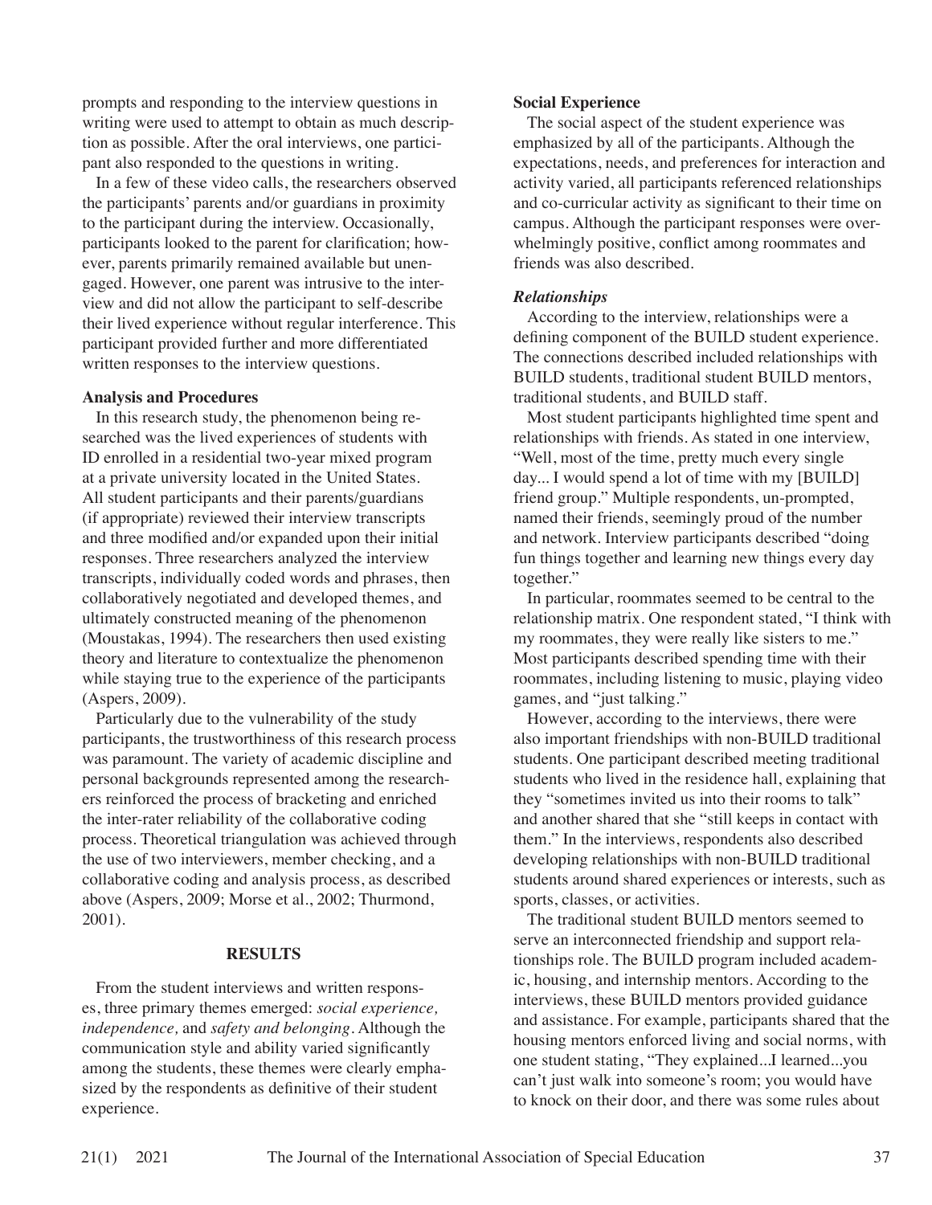prompts and responding to the interview questions in writing were used to attempt to obtain as much description as possible. After the oral interviews, one participant also responded to the questions in writing.

In a few of these video calls, the researchers observed the participants' parents and/or guardians in proximity to the participant during the interview. Occasionally, participants looked to the parent for clarification; however, parents primarily remained available but unengaged. However, one parent was intrusive to the interview and did not allow the participant to self-describe their lived experience without regular interference. This participant provided further and more differentiated written responses to the interview questions.

### Analysis and Procedures

In this research study, the phenomenon being researched was the lived experiences of students with ID enrolled in a residential two-year mixed program at a private university located in the United States. All student participants and their parents/guardians (if appropriate) reviewed their interview transcripts and three modified and/or expanded upon their initial responses. Three researchers analyzed the interview transcripts, individually coded words and phrases, then collaboratively negotiated and developed themes, and ultimately constructed meaning of the phenomenon (Moustakas, 1994). The researchers then used existing theory and literature to contextualize the phenomenon while staying true to the experience of the participants (Aspers, 2009).

Particularly due to the vulnerability of the study participants, the trustworthiness of this research process was paramount. The variety of academic discipline and personal backgrounds represented among the researchers reinforced the process of bracketing and enriched the inter-rater reliability of the collaborative coding process. Theoretical triangulation was achieved through the use of two interviewers, member checking, and a collaborative coding and analysis process, as described above (Aspers, 2009; Morse et al., 2002; Thurmond, 2001).

## RESULTS

From the student interviews and written responses, three primary themes emerged: *social experience, independence,* and *safety and belonging*. Although the communication style and ability varied significantly among the students, these themes were clearly emphasized by the respondents as definitive of their student experience.

### Social Experience

The social aspect of the student experience was emphasized by all of the participants. Although the expectations, needs, and preferences for interaction and activity varied, all participants referenced relationships and co-curricular activity as significant to their time on campus. Although the participant responses were overwhelmingly positive, conflict among roommates and friends was also described.

#### *Relationships*

According to the interview, relationships were a defining component of the BUILD student experience. The connections described included relationships with BUILD students, traditional student BUILD mentors, traditional students, and BUILD staff.

Most student participants highlighted time spent and relationships with friends. As stated in one interview, "Well, most of the time, pretty much every single day... I would spend a lot of time with my [BUILD] friend group." Multiple respondents, un-prompted, named their friends, seemingly proud of the number and network. Interview participants described "doing fun things together and learning new things every day together."

In particular, roommates seemed to be central to the relationship matrix. One respondent stated, "I think with my roommates, they were really like sisters to me." Most participants described spending time with their roommates, including listening to music, playing video games, and "just talking."

However, according to the interviews, there were also important friendships with non-BUILD traditional students. One participant described meeting traditional students who lived in the residence hall, explaining that they "sometimes invited us into their rooms to talk" and another shared that she "still keeps in contact with them." In the interviews, respondents also described developing relationships with non-BUILD traditional students around shared experiences or interests, such as sports, classes, or activities.

The traditional student BUILD mentors seemed to serve an interconnected friendship and support relationships role. The BUILD program included academic, housing, and internship mentors. According to the interviews, these BUILD mentors provided guidance and assistance. For example, participants shared that the housing mentors enforced living and social norms, with one student stating, "They explained...I learned...you can't just walk into someone's room; you would have to knock on their door, and there was some rules about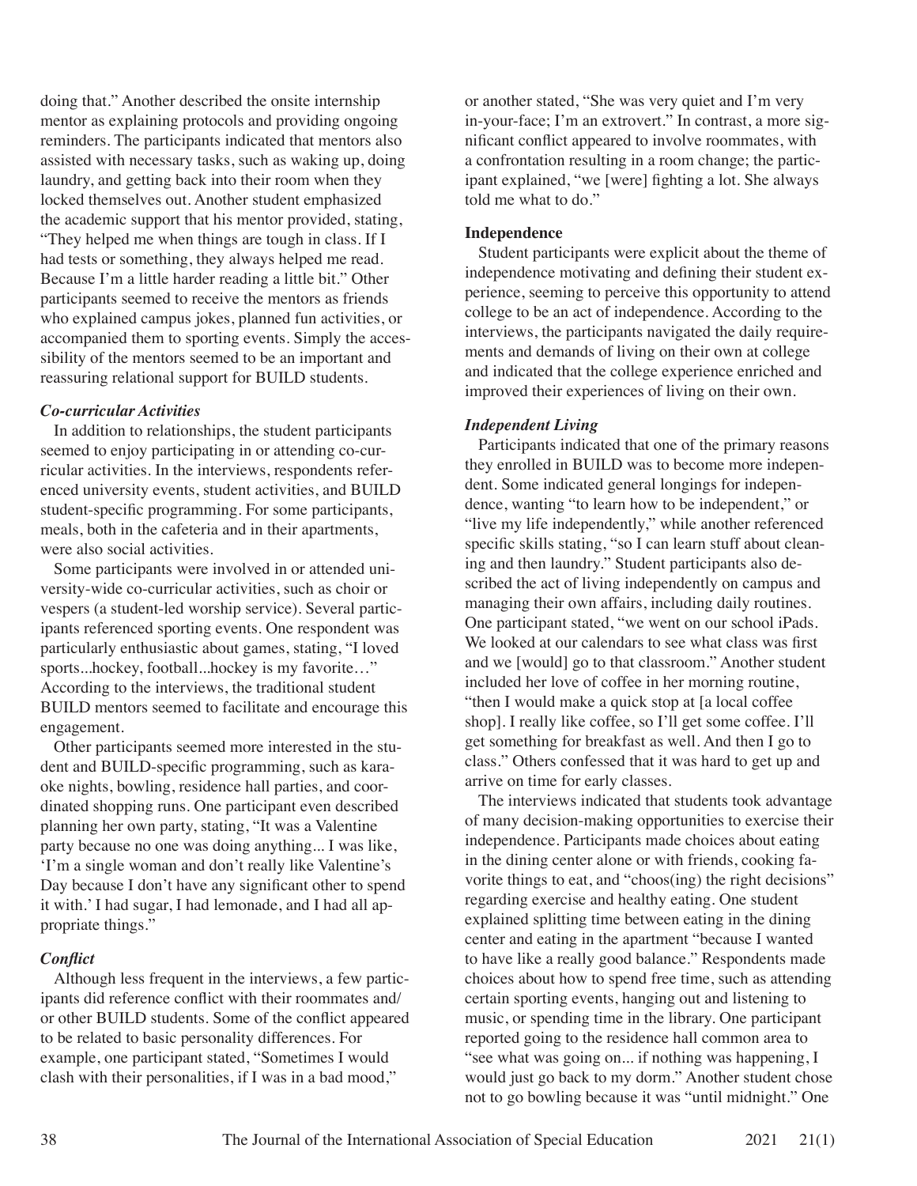doing that." Another described the onsite internship mentor as explaining protocols and providing ongoing reminders. The participants indicated that mentors also assisted with necessary tasks, such as waking up, doing laundry, and getting back into their room when they locked themselves out. Another student emphasized the academic support that his mentor provided, stating, "They helped me when things are tough in class. If I had tests or something, they always helped me read. Because I'm a little harder reading a little bit." Other participants seemed to receive the mentors as friends who explained campus jokes, planned fun activities, or accompanied them to sporting events. Simply the accessibility of the mentors seemed to be an important and reassuring relational support for BUILD students.

#### *Co-curricular Activities*

In addition to relationships, the student participants seemed to enjoy participating in or attending co-curricular activities. In the interviews, respondents referenced university events, student activities, and BUILD student-specific programming. For some participants, meals, both in the cafeteria and in their apartments, were also social activities.

Some participants were involved in or attended university-wide co-curricular activities, such as choir or vespers (a student-led worship service). Several participants referenced sporting events. One respondent was particularly enthusiastic about games, stating, "I loved sports...hockey, football...hockey is my favorite…" According to the interviews, the traditional student BUILD mentors seemed to facilitate and encourage this engagement.

Other participants seemed more interested in the student and BUILD-specific programming, such as karaoke nights, bowling, residence hall parties, and coordinated shopping runs. One participant even described planning her own party, stating, "It was a Valentine party because no one was doing anything... I was like, 'I'm a single woman and don't really like Valentine's Day because I don't have any significant other to spend it with.' I had sugar, I had lemonade, and I had all appropriate things."

#### *Conflict*

Although less frequent in the interviews, a few participants did reference conflict with their roommates and/or other BUILD students. Some of the conflict appeared to be related to basic personality differences. For example, one participant stated, "Sometimes I would clash with their personalities, if I was in a bad mood," or another stated, "She was very quiet and I'm very in-your-face; I'm an extrovert." In contrast, a more significant conflict appeared to involve roommates, with a confrontation resulting in a room change; the participant explained, "we [were] fighting a lot. She always told me what to do."

### **Independence**

Student participants were explicit about the theme of independence motivating and defining their student experience, seeming to perceive this opportunity to attend college to be an act of independence. According to the interviews, the participants navigated the daily requirements and demands of living on their own at college and indicated that the college experience enriched and improved their experiences of living on their own.

#### *Independent Living*

Participants indicated that one of the primary reasons they enrolled in BUILD was to become more independent. Some indicated general longings for independence, wanting "to learn how to be independent," or "live my life independently," while another referenced specific skills stating, "so I can learn stuff about cleaning and then laundry." Student participants also described the act of living independently on campus and managing their own affairs, including daily routines. One participant stated, "we went on our school iPads. We looked at our calendars to see what class was first and we [would] go to that classroom." Another student included her love of coffee in her morning routine, "then I would make a quick stop at [a local coffee shop]. I really like coffee, so I'll get some coffee. I'll get something for breakfast as well. And then I go to class." Others confessed that it was hard to get up and arrive on time for early classes.

The interviews indicated that students took advantage of many decision-making opportunities to exercise their independence. Participants made choices about eating in the dining center alone or with friends, cooking favorite things to eat, and "choos(ing) the right decisions" regarding exercise and healthy eating. One student explained splitting time between eating in the dining center and eating in the apartment "because I wanted to have like a really good balance." Respondents made choices about how to spend free time, such as attending certain sporting events, hanging out and listening to music, or spending time in the library. One participant reported going to the residence hall common area to "see what was going on... if nothing was happening, I would just go back to my dorm." Another student chose not to go bowling because it was "until midnight." One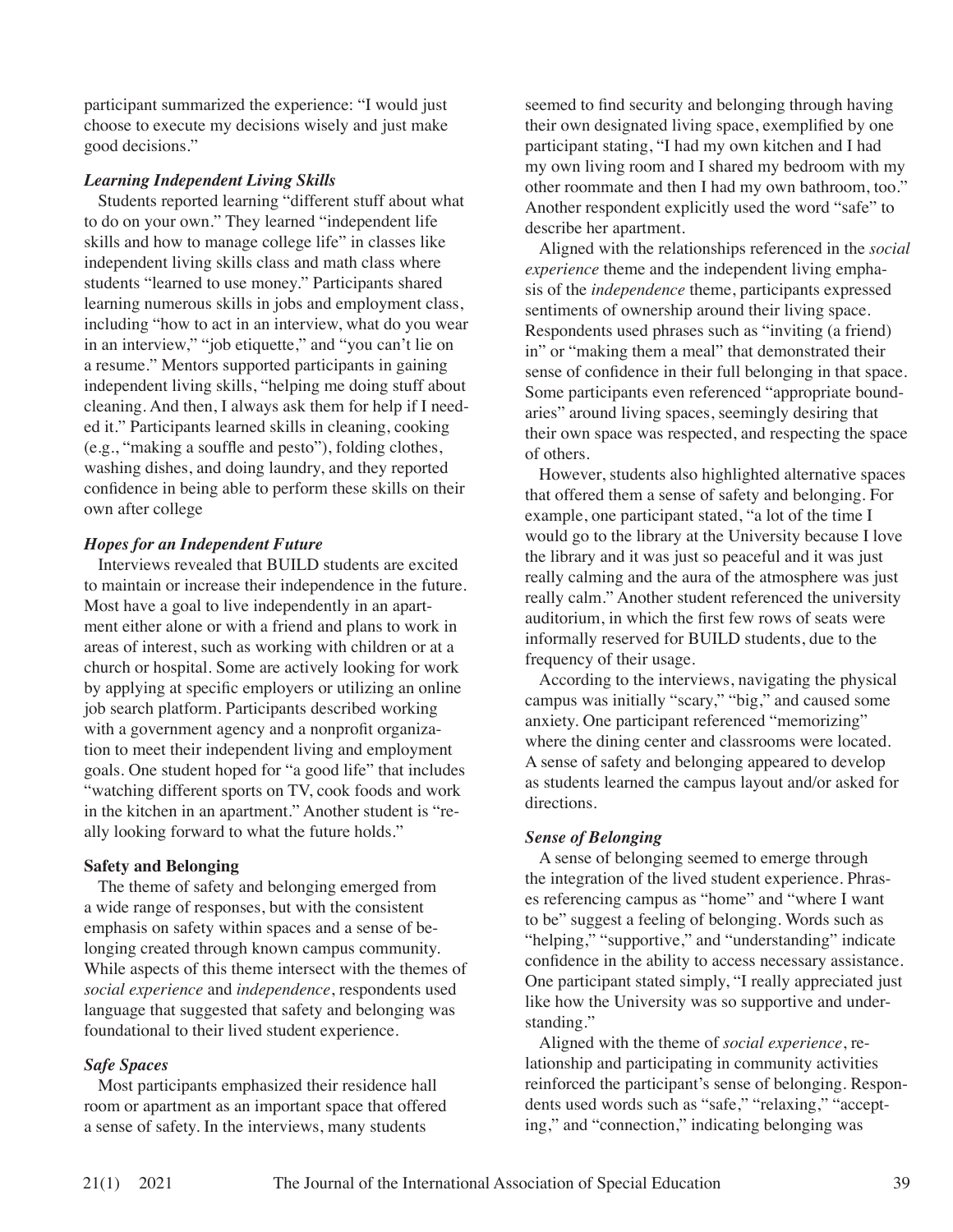participant summarized the experience: "I would just choose to execute my decisions wisely and just make good decisions."

### *Learning Independent Living Skills*

Students reported learning "different stuff about what to do on your own." They learned "independent life skills and how to manage college life" in classes like independent living skills class and math class where students "learned to use money." Participants shared learning numerous skills in jobs and employment class, including "how to act in an interview, what do you wear in an interview," "job etiquette," and "you can't lie on a resume." Mentors supported participants in gaining independent living skills, "helping me doing stuff about cleaning. And then, I always ask them for help if I needed it." Participants learned skills in cleaning, cooking (e.g., "making a souffle and pesto"), folding clothes, washing dishes, and doing laundry, and they reported confidence in being able to perform these skills on their own after college

### *Hopes for an Independent Future*

Interviews revealed that BUILD students are excited to maintain or increase their independence in the future. Most have a goal to live independently in an apartment either alone or with a friend and plans to work in areas of interest, such as working with children or at a church or hospital. Some are actively looking for work by applying at specific employers or utilizing an online job search platform. Participants described working with a government agency and a nonprofit organization to meet their independent living and employment goals. One student hoped for "a good life" that includes "watching different sports on TV, cook foods and work in the kitchen in an apartment." Another student is "really looking forward to what the future holds."

## **Safety and Belonging**

The theme of safety and belonging emerged from a wide range of responses, but with the consistent emphasis on safety within spaces and a sense of belonging created through known campus community. While aspects of this theme intersect with the themes of *social experience* and *independence*, respondents used language that suggested that safety and belonging was foundational to their lived student experience.

### *Safe Spaces*

Most participants emphasized their residence hall room or apartment as an important space that offered a sense of safety. In the interviews, many students seemed to find security and belonging through having their own designated living space, exemplified by one participant stating, "I had my own kitchen and I had my own living room and I shared my bedroom with my other roommate and then I had my own bathroom, too." Another respondent explicitly used the word "safe" to describe her apartment.

Aligned with the relationships referenced in the *social experience* theme and the independent living emphasis of the *independence* theme, participants expressed sentiments of ownership around their living space. Respondents used phrases such as "inviting (a friend) in" or "making them a meal" that demonstrated their sense of confidence in their full belonging in that space. Some participants even referenced "appropriate boundaries" around living spaces, seemingly desiring that their own space was respected, and respecting the space of others.

However, students also highlighted alternative spaces that offered them a sense of safety and belonging. For example, one participant stated, "a lot of the time I would go to the library at the University because I love the library and it was just so peaceful and it was just really calming and the aura of the atmosphere was just really calm." Another student referenced the university auditorium, in which the first few rows of seats were informally reserved for BUILD students, due to the frequency of their usage.

According to the interviews, navigating the physical campus was initially "scary," "big," and caused some anxiety. One participant referenced "memorizing" where the dining center and classrooms were located. A sense of safety and belonging appeared to develop as students learned the campus layout and/or asked for directions.

### *Sense of Belonging*

A sense of belonging seemed to emerge through the integration of the lived student experience. Phrases referencing campus as "home" and "where I want to be" suggest a feeling of belonging. Words such as "helping," "supportive," and "understanding" indicate confidence in the ability to access necessary assistance. One participant stated simply, "I really appreciated just like how the University was so supportive and understanding."

Aligned with the theme of *social experience*, relationship and participating in community activities reinforced the participant's sense of belonging. Respondents used words such as "safe," "relaxing," "accepting," and "connection," indicating belonging was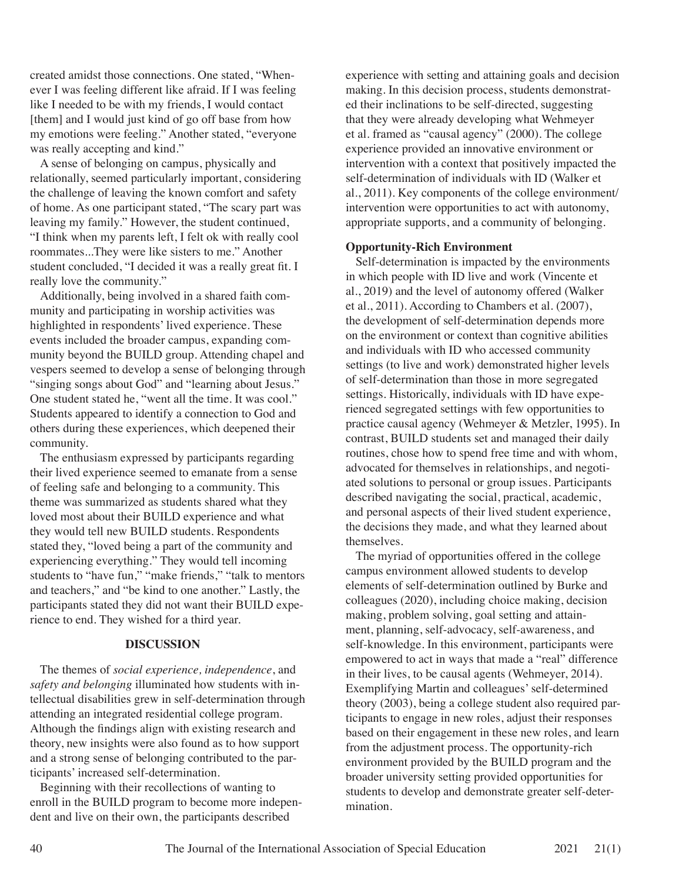created amidst those connections. One stated, "Whenever I was feeling different like afraid. If I was feeling like I needed to be with my friends, I would contact [them] and I would just kind of go off base from how my emotions were feeling." Another stated, "everyone was really accepting and kind."

A sense of belonging on campus, physically and relationally, seemed particularly important, considering the challenge of leaving the known comfort and safety of home. As one participant stated, "The scary part was leaving my family." However, the student continued, "I think when my parents left, I felt ok with really cool roommates...They were like sisters to me." Another student concluded, "I decided it was a really great fit. I really love the community."

Additionally, being involved in a shared faith community and participating in worship activities was highlighted in respondents' lived experience. These events included the broader campus, expanding community beyond the BUILD group. Attending chapel and vespers seemed to develop a sense of belonging through "singing songs about God" and "learning about Jesus." One student stated he, "went all the time. It was cool." Students appeared to identify a connection to God and others during these experiences, which deepened their community.

The enthusiasm expressed by participants regarding their lived experience seemed to emanate from a sense of feeling safe and belonging to a community. This theme was summarized as students shared what they loved most about their BUILD experience and what they would tell new BUILD students. Respondents stated they, "loved being a part of the community and experiencing everything." They would tell incoming students to "have fun," "make friends," "talk to mentors and teachers," and "be kind to one another." Lastly, the participants stated they did not want their BUILD experience to end. They wished for a third year.

## DISCUSSION

The themes of *social experience, independence*, and *safety and belonging* illuminated how students with intellectual disabilities grew in self-determination through attending an integrated residential college program. Although the findings align with existing research and theory, new insights were also found as to how support and a strong sense of belonging contributed to the participants' increased self-determination.

Beginning with their recollections of wanting to enroll in the BUILD program to become more independent and live on their own, the participants described experience with setting and attaining goals and decision making. In this decision process, students demonstrated their inclinations to be self-directed, suggesting that they were already developing what Wehmeyer et al. framed as "causal agency" (2000). The college experience provided an innovative environment or intervention with a context that positively impacted the self-determination of individuals with ID (Walker et al., 2011). Key components of the college environment/intervention were opportunities to act with autonomy, appropriate supports, and a community of belonging.

### Opportunity-Rich Environment

Self-determination is impacted by the environments in which people with ID live and work (Vincente et al., 2019) and the level of autonomy offered (Walker et al., 2011). According to Chambers et al. (2007), the development of self-determination depends more on the environment or context than cognitive abilities and individuals with ID who accessed community settings (to live and work) demonstrated higher levels of self-determination than those in more segregated settings. Historically, individuals with ID have experienced segregated settings with few opportunities to practice causal agency (Wehmeyer & Metzler, 1995). In contrast, BUILD students set and managed their daily routines, chose how to spend free time and with whom, advocated for themselves in relationships, and negotiated solutions to personal or group issues. Participants described navigating the social, practical, academic, and personal aspects of their lived student experience, the decisions they made, and what they learned about themselves.

The myriad of opportunities offered in the college campus environment allowed students to develop elements of self-determination outlined by Burke and colleagues (2020), including choice making, decision making, problem solving, goal setting and attainment, planning, self-advocacy, self-awareness, and self-knowledge. In this environment, participants were empowered to act in ways that made a "real" difference in their lives, to be causal agents (Wehmeyer, 2014). Exemplifying Martin and colleagues' self-determined theory (2003), being a college student also required participants to engage in new roles, adjust their responses based on their engagement in these new roles, and learn from the adjustment process. The opportunity-rich environment provided by the BUILD program and the broader university setting provided opportunities for students to develop and demonstrate greater self-determination.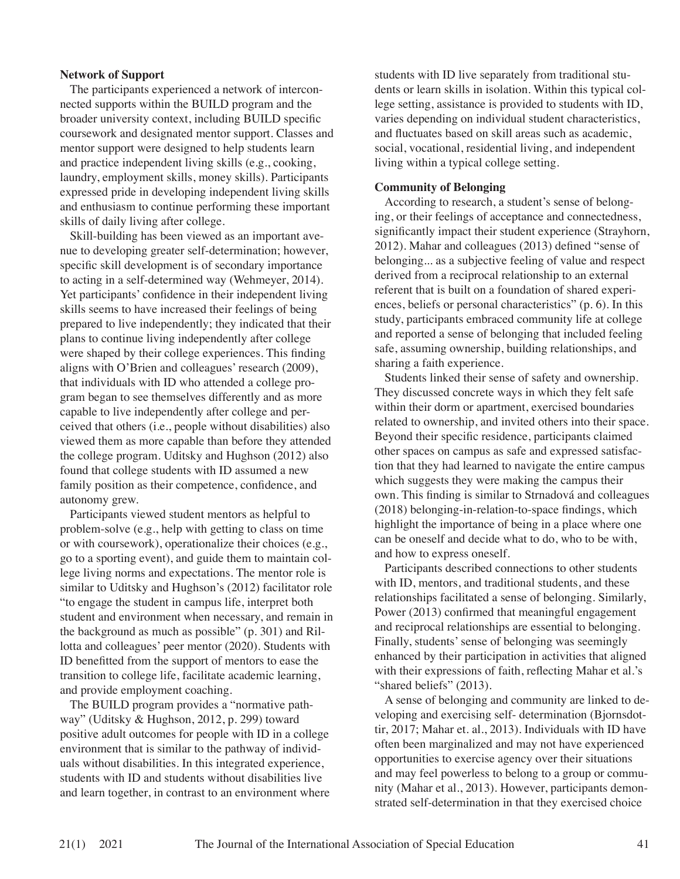**Network of Support**

The participants experienced a network of interconnected supports within the BUILD program and the broader university context, including BUILD specific coursework and designated mentor support. Classes and mentor support were designed to help students learn and practice independent living skills (e.g., cooking, laundry, employment skills, money skills). Participants expressed pride in developing independent living skills and enthusiasm to continue performing these important skills of daily living after college.

Skill-building has been viewed as an important avenue to developing greater self-determination; however, specific skill development is of secondary importance to acting in a self-determined way (Wehmeyer, 2014). Yet participants' confidence in their independent living skills seems to have increased their feelings of being prepared to live independently; they indicated that their plans to continue living independently after college were shaped by their college experiences. This finding aligns with O'Brien and colleagues' research (2009), that individuals with ID who attended a college program began to see themselves differently and as more capable to live independently after college and perceived that others (i.e., people without disabilities) also viewed them as more capable than before they attended the college program. Uditsky and Hughson (2012) also found that college students with ID assumed a new family position as their competence, confidence, and autonomy grew.

Participants viewed student mentors as helpful to problem-solve (e.g., help with getting to class on time or with coursework), operationalize their choices (e.g., go to a sporting event), and guide them to maintain college living norms and expectations. The mentor role is similar to Uditsky and Hughson's (2012) facilitator role "to engage the student in campus life, interpret both student and environment when necessary, and remain in the background as much as possible" (p. 301) and Rillotta and colleagues' peer mentor (2020). Students with ID benefitted from the support of mentors to ease the transition to college life, facilitate academic learning, and provide employment coaching.

The BUILD program provides a "normative pathway" (Uditsky & Hughson, 2012, p. 299) toward positive adult outcomes for people with ID in a college environment that is similar to the pathway of individuals without disabilities. In this integrated experience, students with ID and students without disabilities live and learn together, in contrast to an environment where students with ID live separately from traditional students or learn skills in isolation. Within this typical college setting, assistance is provided to students with ID, varies depending on individual student characteristics, and fluctuates based on skill areas such as academic, social, vocational, residential living, and independent living within a typical college setting.

**Community of Belonging**

According to research, a student's sense of belonging, or their feelings of acceptance and connectedness, significantly impact their student experience (Strayhorn, 2012). Mahar and colleagues (2013) defined "sense of belonging... as a subjective feeling of value and respect derived from a reciprocal relationship to an external referent that is built on a foundation of shared experiences, beliefs or personal characteristics" (p. 6). In this study, participants embraced community life at college and reported a sense of belonging that included feeling safe, assuming ownership, building relationships, and sharing a faith experience.

Students linked their sense of safety and ownership. They discussed concrete ways in which they felt safe within their dorm or apartment, exercised boundaries related to ownership, and invited others into their space. Beyond their specific residence, participants claimed other spaces on campus as safe and expressed satisfaction that they had learned to navigate the entire campus which suggests they were making the campus their own. This finding is similar to Strnadová and colleagues (2018) belonging-in-relation-to-space findings, which highlight the importance of being in a place where one can be oneself and decide what to do, who to be with, and how to express oneself.

Participants described connections to other students with ID, mentors, and traditional students, and these relationships facilitated a sense of belonging. Similarly, Power (2013) confirmed that meaningful engagement and reciprocal relationships are essential to belonging. Finally, students' sense of belonging was seemingly enhanced by their participation in activities that aligned with their expressions of faith, reflecting Mahar et al.'s "shared beliefs" (2013).

A sense of belonging and community are linked to developing and exercising self- determination (Bjornsdottir, 2017; Mahar et. al., 2013). Individuals with ID have often been marginalized and may not have experienced opportunities to exercise agency over their situations and may feel powerless to belong to a group or community (Mahar et al., 2013). However, participants demonstrated self-determination in that they exercised choice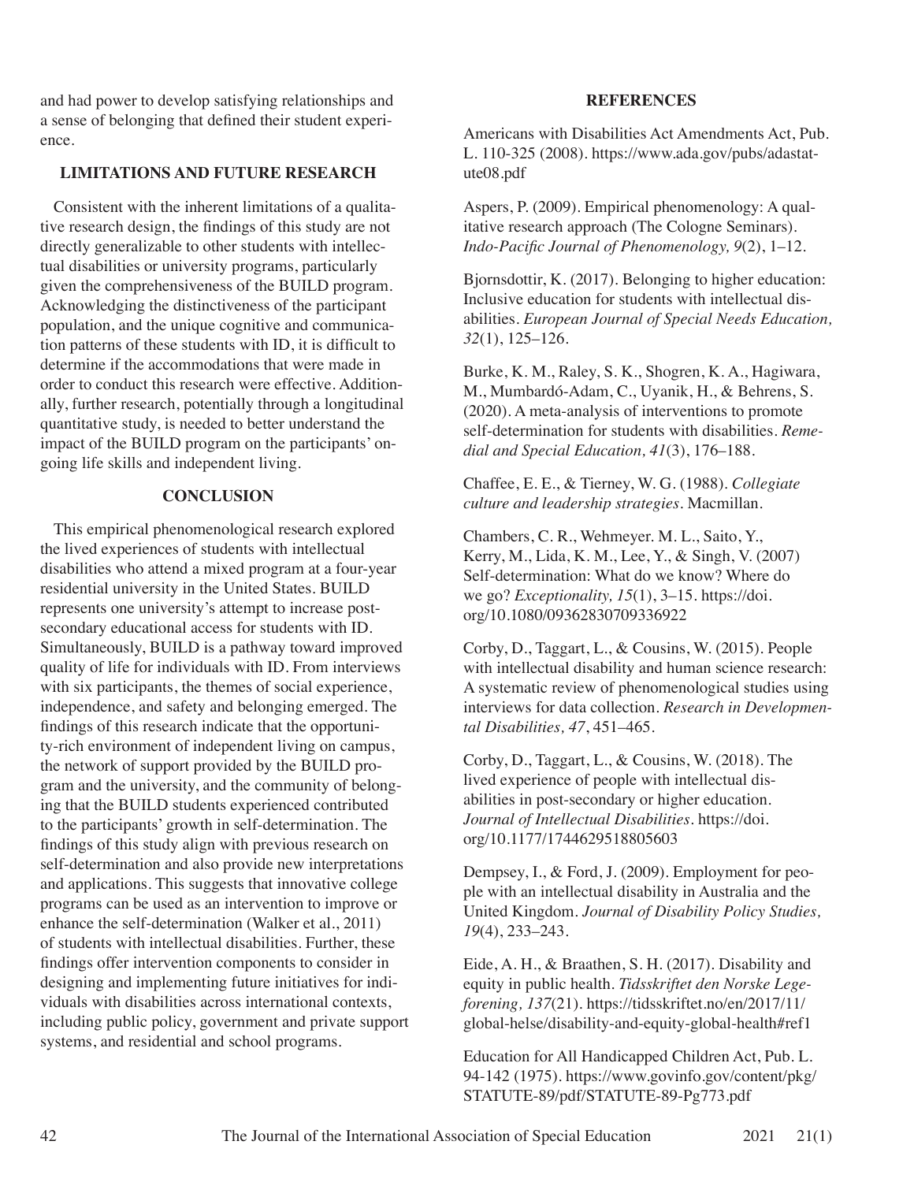and had power to develop satisfying relationships and a sense of belonging that defined their student experience.

## LIMITATIONS AND FUTURE RESEARCH

Consistent with the inherent limitations of a qualitative research design, the findings of this study are not directly generalizable to other students with intellectual disabilities or university programs, particularly given the comprehensiveness of the BUILD program. Acknowledging the distinctiveness of the participant population, and the unique cognitive and communication patterns of these students with ID, it is difficult to determine if the accommodations that were made in order to conduct this research were effective. Additionally, further research, potentially through a longitudinal quantitative study, is needed to better understand the impact of the BUILD program on the participants' ongoing life skills and independent living.

## CONCLUSION

This empirical phenomenological research explored the lived experiences of students with intellectual disabilities who attend a mixed program at a four-year residential university in the United States. BUILD represents one university's attempt to increase postsecondary educational access for students with ID. Simultaneously, BUILD is a pathway toward improved quality of life for individuals with ID. From interviews with six participants, the themes of social experience, independence, and safety and belonging emerged. The findings of this research indicate that the opportunity-rich environment of independent living on campus, the network of support provided by the BUILD program and the university, and the community of belonging that the BUILD students experienced contributed to the participants' growth in self-determination. The findings of this study align with previous research on self-determination and also provide new interpretations and applications. This suggests that innovative college programs can be used as an intervention to improve or enhance the self-determination (Walker et al., 2011) of students with intellectual disabilities. Further, these findings offer intervention components to consider in designing and implementing future initiatives for individuals with disabilities across international contexts, including public policy, government and private support systems, and residential and school programs.

## REFERENCES

Americans with Disabilities Act Amendments Act, Pub. L. 110-325 (2008). https://www.ada.gov/pubs/adastatute08.pdf

Aspers, P. (2009). Empirical phenomenology: A qualitative research approach (The Cologne Seminars). *Indo-Pacific Journal of Phenomenology, 9*(2), 1–12.

Bjornsdottir, K. (2017). Belonging to higher education: Inclusive education for students with intellectual disabilities. *European Journal of Special Needs Education, 32*(1), 125–126.

Burke, K. M., Raley, S. K., Shogren, K. A., Hagiwara, M., Mumbardó-Adam, C., Uyanik, H., & Behrens, S. (2020). A meta-analysis of interventions to promote self-determination for students with disabilities. *Remedial and Special Education, 41*(3), 176–188.

Chaffee, E. E., & Tierney, W. G. (1988). *Collegiate culture and leadership strategies*. Macmillan.

Chambers, C. R., Wehmeyer. M. L., Saito, Y., Kerry, M., Lida, K. M., Lee, Y., & Singh, V. (2007) Self-determination: What do we know? Where do we go? *Exceptionality, 15*(1), 3–15. https://doi.org/10.1080/09362830709336922

Corby, D., Taggart, L., & Cousins, W. (2015). People with intellectual disability and human science research: A systematic review of phenomenological studies using interviews for data collection. *Research in Developmental Disabilities, 47*, 451–465.

Corby, D., Taggart, L., & Cousins, W. (2018). The lived experience of people with intellectual disabilities in post-secondary or higher education. *Journal of Intellectual Disabilities*. https://doi.org/10.1177/1744629518805603

Dempsey, I., & Ford, J. (2009). Employment for people with an intellectual disability in Australia and the United Kingdom. *Journal of Disability Policy Studies, 19*(4), 233–243.

Eide, A. H., & Braathen, S. H. (2017). Disability and equity in public health. *Tidsskriftet den Norske Legeforening, 137*(21). https://tidsskriftet.no/en/2017/11/global-helse/disability-and-equity-global-health#ref1

Education for All Handicapped Children Act, Pub. L. 94-142 (1975). https://www.govinfo.gov/content/pkg/STATUTE-89/pdf/STATUTE-89-Pg773.pdf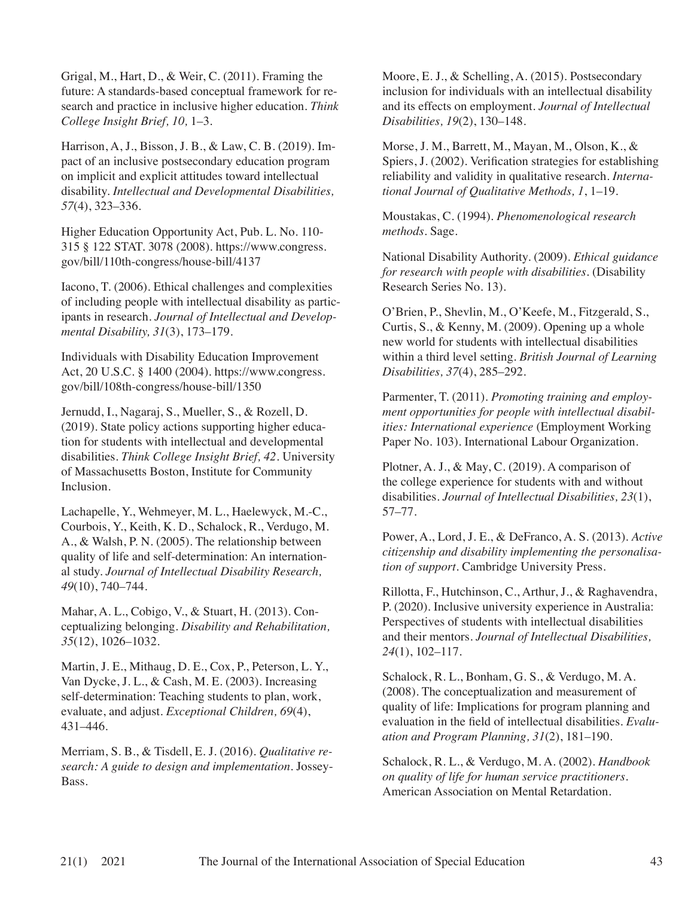Grigal, M., Hart, D., & Weir, C. (2011). Framing the future: A standards-based conceptual framework for research and practice in inclusive higher education. *Think College Insight Brief, 10,* 1–3.

Harrison, A, J., Bisson, J. B., & Law, C. B. (2019). Impact of an inclusive postsecondary education program on implicit and explicit attitudes toward intellectual disability. *Intellectual and Developmental Disabilities, 57*(4), 323–336.

Higher Education Opportunity Act, Pub. L. No. 110-315 § 122 STAT. 3078 (2008). https://www.congress.gov/bill/110th-congress/house-bill/4137

Iacono, T. (2006). Ethical challenges and complexities of including people with intellectual disability as participants in research. *Journal of Intellectual and Developmental Disability, 31*(3), 173–179.

Individuals with Disability Education Improvement Act, 20 U.S.C. § 1400 (2004). https://www.congress.gov/bill/108th-congress/house-bill/1350

Jernudd, I., Nagaraj, S., Mueller, S., & Rozell, D. (2019). State policy actions supporting higher education for students with intellectual and developmental disabilities. *Think College Insight Brief, 42*. University of Massachusetts Boston, Institute for Community Inclusion.

Lachapelle, Y., Wehmeyer, M. L., Haelewyck, M.-C., Courbois, Y., Keith, K. D., Schalock, R., Verdugo, M. A., & Walsh, P. N. (2005). The relationship between quality of life and self-determination: An international study. *Journal of Intellectual Disability Research, 49*(10), 740–744.

Mahar, A. L., Cobigo, V., & Stuart, H. (2013). Conceptualizing belonging. *Disability and Rehabilitation, 35*(12), 1026–1032.

Martin, J. E., Mithaug, D. E., Cox, P., Peterson, L. Y., Van Dycke, J. L., & Cash, M. E. (2003). Increasing self-determination: Teaching students to plan, work, evaluate, and adjust. *Exceptional Children, 69*(4), 431–446.

Merriam, S. B., & Tisdell, E. J. (2016). *Qualitative research: A guide to design and implementation*. Jossey-Bass.

Moore, E. J., & Schelling, A. (2015). Postsecondary inclusion for individuals with an intellectual disability and its effects on employment. *Journal of Intellectual Disabilities, 19*(2), 130–148.

Morse, J. M., Barrett, M., Mayan, M., Olson, K., & Spiers, J. (2002). Verification strategies for establishing reliability and validity in qualitative research. *International Journal of Qualitative Methods, 1*, 1–19.

Moustakas, C. (1994). *Phenomenological research methods*. Sage.

National Disability Authority. (2009). *Ethical guidance for research with people with disabilities*. (Disability Research Series No. 13).

O'Brien, P., Shevlin, M., O'Keefe, M., Fitzgerald, S., Curtis, S., & Kenny, M. (2009). Opening up a whole new world for students with intellectual disabilities within a third level setting. *British Journal of Learning Disabilities, 37*(4), 285–292.

Parmenter, T. (2011). *Promoting training and employment opportunities for people with intellectual disabilities: International experience* (Employment Working Paper No. 103). International Labour Organization.

Plotner, A. J., & May, C. (2019). A comparison of the college experience for students with and without disabilities. *Journal of Intellectual Disabilities, 23*(1), 57–77.

Power, A., Lord, J. E., & DeFranco, A. S. (2013). *Active citizenship and disability implementing the personalisation of support*. Cambridge University Press.

Rillotta, F., Hutchinson, C., Arthur, J., & Raghavendra, P. (2020). Inclusive university experience in Australia: Perspectives of students with intellectual disabilities and their mentors. *Journal of Intellectual Disabilities, 24*(1), 102–117.

Schalock, R. L., Bonham, G. S., & Verdugo, M. A. (2008). The conceptualization and measurement of quality of life: Implications for program planning and evaluation in the field of intellectual disabilities. *Evaluation and Program Planning, 31*(2), 181–190.

Schalock, R. L., & Verdugo, M. A. (2002). *Handbook on quality of life for human service practitioners*. American Association on Mental Retardation.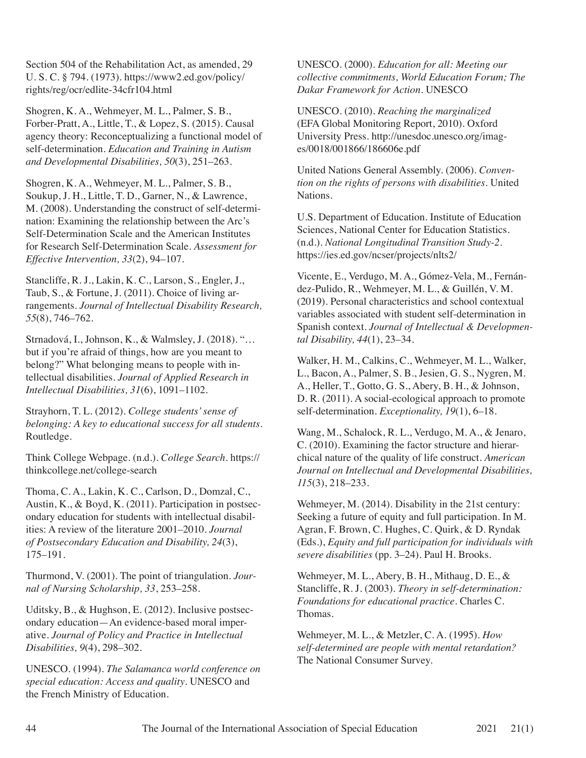Section 504 of the Rehabilitation Act, as amended, 29 U. S. C. § 794. (1973). https://www2.ed.gov/policy/rights/reg/ocr/edlite-34cfr104.html

Shogren, K. A., Wehmeyer, M. L., Palmer, S. B., Forber-Pratt, A., Little, T., & Lopez, S. (2015). Causal agency theory: Reconceptualizing a functional model of self-determination. *Education and Training in Autism and Developmental Disabilities, 50*(3), 251–263.

Shogren, K. A., Wehmeyer, M. L., Palmer, S. B., Soukup, J. H., Little, T. D., Garner, N., & Lawrence, M. (2008). Understanding the construct of self-determination: Examining the relationship between the Arc's Self-Determination Scale and the American Institutes for Research Self-Determination Scale. *Assessment for Effective Intervention, 33*(2), 94–107.

Stancliffe, R. J., Lakin, K. C., Larson, S., Engler, J., Taub, S., & Fortune, J. (2011). Choice of living arrangements. *Journal of Intellectual Disability Research, 55*(8), 746–762.

Strnadová, I., Johnson, K., & Walmsley, J. (2018). "… but if you're afraid of things, how are you meant to belong?" What belonging means to people with intellectual disabilities. *Journal of Applied Research in Intellectual Disabilities, 31*(6), 1091–1102.

Strayhorn, T. L. (2012). *College students' sense of belonging: A key to educational success for all students.* Routledge.

Think College Webpage. (n.d.). *College Search.* https://thinkcollege.net/college-search

Thoma, C. A., Lakin, K. C., Carlson, D., Domzal, C., Austin, K., & Boyd, K. (2011). Participation in postsecondary education for students with intellectual disabilities: A review of the literature 2001–2010. *Journal of Postsecondary Education and Disability, 24*(3), 175–191.

Thurmond, V. (2001). The point of triangulation. *Journal of Nursing Scholarship, 33*, 253–258.

Uditsky, B., & Hughson, E. (2012). Inclusive postsecondary education—An evidence-based moral imperative. *Journal of Policy and Practice in Intellectual Disabilities, 9*(4), 298–302.

UNESCO. (1994). *The Salamanca world conference on special education: Access and quality.* UNESCO and the French Ministry of Education.

UNESCO. (2000). *Education for all: Meeting our collective commitments, World Education Forum; The Dakar Framework for Action.* UNESCO

UNESCO. (2010). *Reaching the marginalized* (EFA Global Monitoring Report, 2010). Oxford University Press. http://unesdoc.unesco.org/images/0018/001866/186606e.pdf

United Nations General Assembly. (2006). *Convention on the rights of persons with disabilities.* United Nations.

U.S. Department of Education. Institute of Education Sciences, National Center for Education Statistics. (n.d.). *National Longitudinal Transition Study-2.* https://ies.ed.gov/ncser/projects/nlts2/

Vicente, E., Verdugo, M. A., Gómez-Vela, M., Fernández-Pulido, R., Wehmeyer, M. L., & Guillén, V. M. (2019). Personal characteristics and school contextual variables associated with student self-determination in Spanish context. *Journal of Intellectual & Developmental Disability, 44*(1), 23–34.

Walker, H. M., Calkins, C., Wehmeyer, M. L., Walker, L., Bacon, A., Palmer, S. B., Jesien, G. S., Nygren, M. A., Heller, T., Gotto, G. S., Abery, B. H., & Johnson, D. R. (2011). A social-ecological approach to promote self-determination. *Exceptionality, 19*(1), 6–18.

Wang, M., Schalock, R. L., Verdugo, M. A., & Jenaro, C. (2010). Examining the factor structure and hierarchical nature of the quality of life construct. *American Journal on Intellectual and Developmental Disabilities, 115*(3), 218–233.

Wehmeyer, M. (2014). Disability in the 21st century: Seeking a future of equity and full participation. In M. Agran, F. Brown, C. Hughes, C. Quirk, & D. Ryndak (Eds.), *Equity and full participation for individuals with severe disabilities* (pp. 3–24). Paul H. Brooks.

Wehmeyer, M. L., Abery, B. H., Mithaug, D. E., & Stancliffe, R. J. (2003). *Theory in self-determination: Foundations for educational practice.* Charles C. Thomas.

Wehmeyer, M. L., & Metzler, C. A. (1995). *How self-determined are people with mental retardation?* The National Consumer Survey.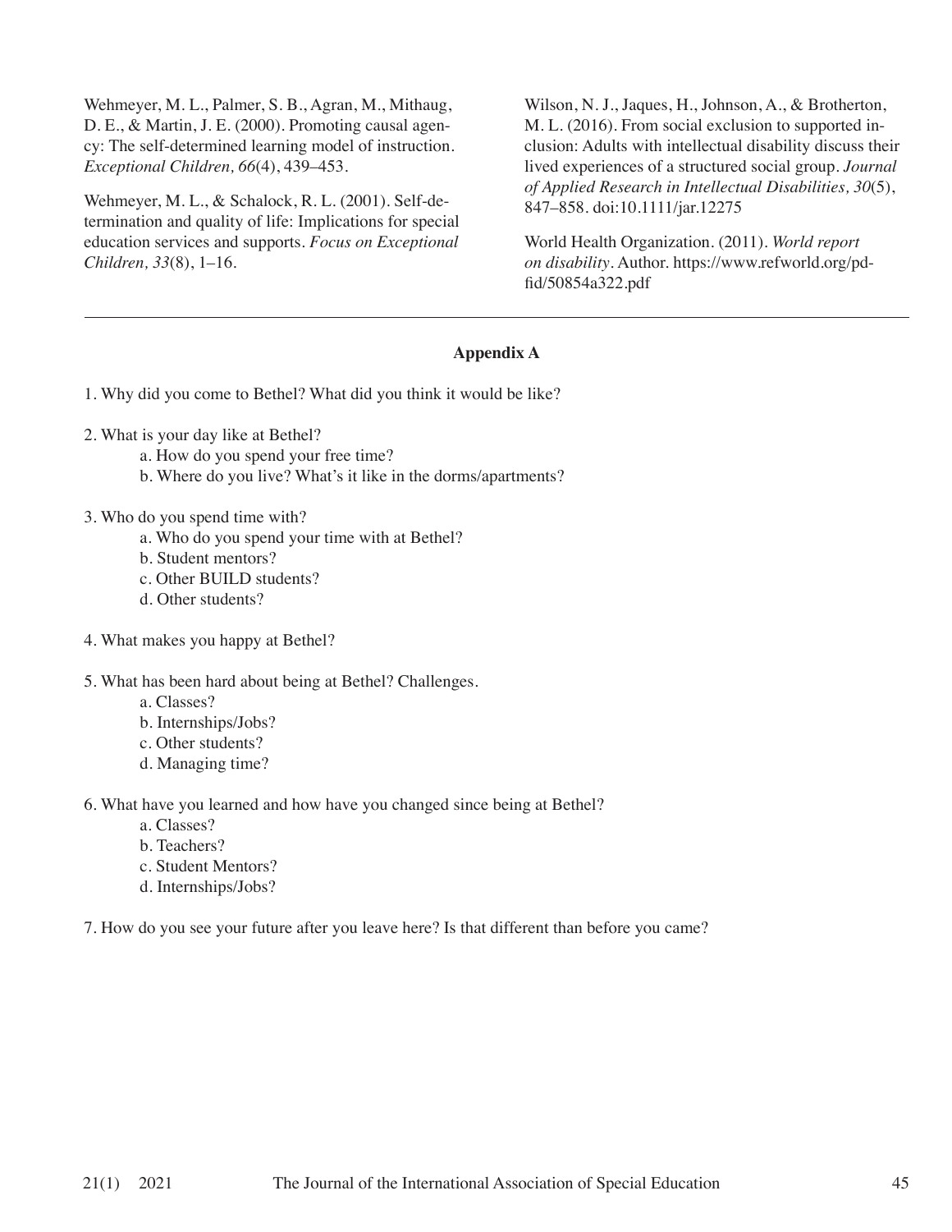Wehmeyer, M. L., Palmer, S. B., Agran, M., Mithaug, D. E., & Martin, J. E. (2000). Promoting causal agency: The self-determined learning model of instruction. *Exceptional Children, 66*(4), 439–453.

Wehmeyer, M. L., & Schalock, R. L. (2001). Self-determination and quality of life: Implications for special education services and supports. *Focus on Exceptional Children, 33*(8), 1–16.

Wilson, N. J., Jaques, H., Johnson, A., & Brotherton, M. L. (2016). From social exclusion to supported inclusion: Adults with intellectual disability discuss their lived experiences of a structured social group. *Journal of Applied Research in Intellectual Disabilities, 30*(5), 847–858. doi:10.1111/jar.12275

World Health Organization. (2011). *World report on disability*. Author. https://www.refworld.org/pdfid/50854a322.pdf

## Appendix A

1. Why did you come to Bethel? What did you think it would be like?

2. What is your day like at Bethel?
   a. How do you spend your free time?
   b. Where do you live? What's it like in the dorms/apartments?

3. Who do you spend time with?
   a. Who do you spend your time with at Bethel?
   b. Student mentors?
   c. Other BUILD students?
   d. Other students?

4. What makes you happy at Bethel?

5. What has been hard about being at Bethel? Challenges.
   a. Classes?
   b. Internships/Jobs?
   c. Other students?
   d. Managing time?

6. What have you learned and how have you changed since being at Bethel?
   a. Classes?
   b. Teachers?
   c. Student Mentors?
   d. Internships/Jobs?

7. How do you see your future after you leave here? Is that different than before you came?